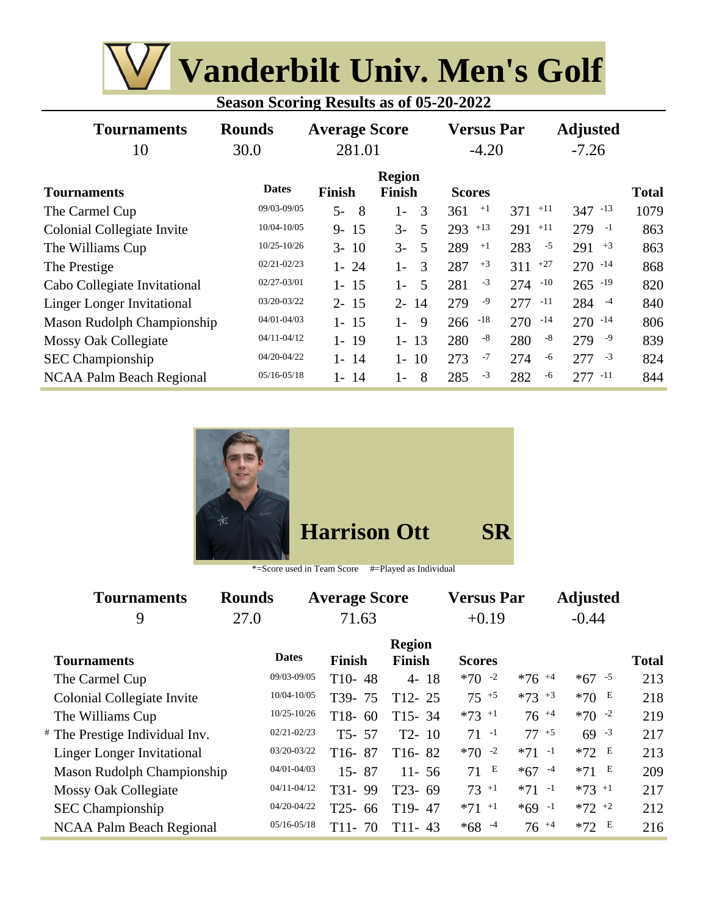# Vanderbilt Univ. Men's Golf

**Season Scoring Results as of 05-20-2022**

| Tournaments | Rounds | Average Score | Versus Par | Adjusted |
|---|---|---|---|---|
| 10 | 30.0 | 281.01 | -4.20 | -7.26 |

| Tournaments | Dates | Finish | Region Finish | Scores | | | Total |
|---|---|---|---|---|---|---|---|
| The Carmel Cup | 09/03-09/05 | 5- 8 | 1- 3 | 361 +1 | 371 +11 | 347 -13 | 1079 |
| Colonial Collegiate Invite | 10/04-10/05 | 9- 15 | 3- 5 | 293 +13 | 291 +11 | 279 -1 | 863 |
| The Williams Cup | 10/25-10/26 | 3- 10 | 3- 5 | 289 +1 | 283 -5 | 291 +3 | 863 |
| The Prestige | 02/21-02/23 | 1- 24 | 1- 3 | 287 +3 | 311 +27 | 270 -14 | 868 |
| Cabo Collegiate Invitational | 02/27-03/01 | 1- 15 | 1- 5 | 281 -3 | 274 -10 | 265 -19 | 820 |
| Linger Longer Invitational | 03/20-03/22 | 2- 15 | 2- 14 | 279 -9 | 277 -11 | 284 -4 | 840 |
| Mason Rudolph Championship | 04/01-04/03 | 1- 15 | 1- 9 | 266 -18 | 270 -14 | 270 -14 | 806 |
| Mossy Oak Collegiate | 04/11-04/12 | 1- 19 | 1- 13 | 280 -8 | 280 -8 | 279 -9 | 839 |
| SEC Championship | 04/20-04/22 | 1- 14 | 1- 10 | 273 -7 | 274 -6 | 277 -3 | 824 |
| NCAA Palm Beach Regional | 05/16-05/18 | 1- 14 | 1- 8 | 285 -3 | 282 -6 | 277 -11 | 844 |

## Harrison Ott SR

*=Score used in Team Score #=Played as Individual

| Tournaments | Rounds | Average Score | Versus Par | Adjusted |
|---|---|---|---|---|
| 9 | 27.0 | 71.63 | +0.19 | -0.44 |

| Tournaments | Dates | Finish | Region Finish | Scores | | | Total |
|---|---|---|---|---|---|---|---|
| The Carmel Cup | 09/03-09/05 | T10- 48 | 4- 18 | *70 -2 | *76 +4 | *67 -5 | 213 |
| Colonial Collegiate Invite | 10/04-10/05 | T39- 75 | T12- 25 | 75 +5 | *73 +3 | *70 E | 218 |
| The Williams Cup | 10/25-10/26 | T18- 60 | T15- 34 | *73 +1 | 76 +4 | *70 -2 | 219 |
| # The Prestige Individual Inv. | 02/21-02/23 | T5- 57 | T2- 10 | 71 -1 | 77 +5 | 69 -3 | 217 |
| Linger Longer Invitational | 03/20-03/22 | T16- 87 | T16- 82 | *70 -2 | *71 -1 | *72 E | 213 |
| Mason Rudolph Championship | 04/01-04/03 | 15- 87 | 11- 56 | 71 E | *67 -4 | *71 E | 209 |
| Mossy Oak Collegiate | 04/11-04/12 | T31- 99 | T23- 69 | 73 +1 | *71 -1 | *73 +1 | 217 |
| SEC Championship | 04/20-04/22 | T25- 66 | T19- 47 | *71 +1 | *69 -1 | *72 +2 | 212 |
| NCAA Palm Beach Regional | 05/16-05/18 | T11- 70 | T11- 43 | *68 -4 | 76 +4 | *72 E | 216 |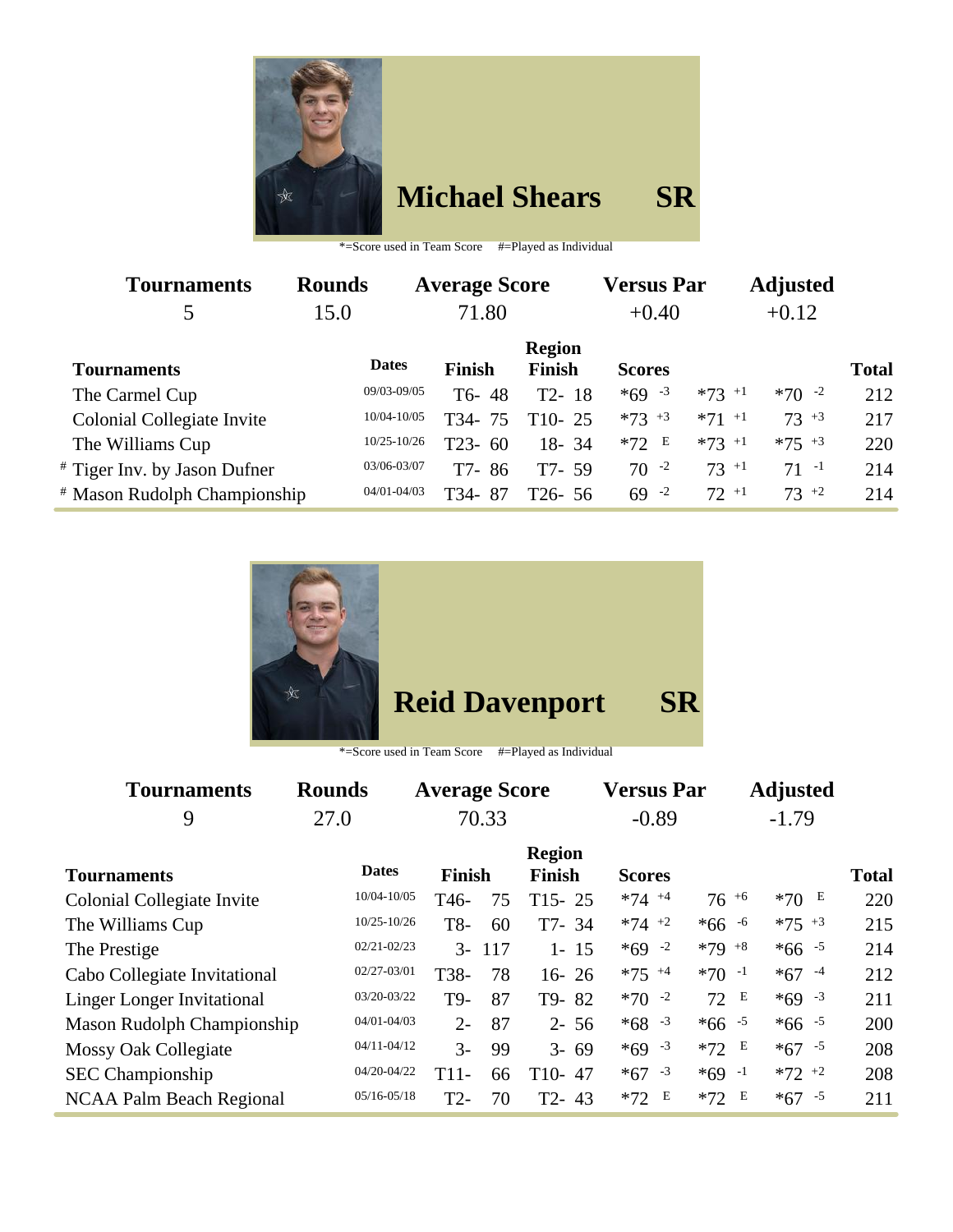## Michael Shears SR

*=Score used in Team Score #=Played as Individual

| Tournaments | Rounds | Average Score | Versus Par | Adjusted |
|---|---|---|---|---|
| 5 | 15.0 | 71.80 | +0.40 | +0.12 |

| Tournaments | Dates | Finish | Region Finish | Scores | | | Total |
|---|---|---|---|---|---|---|---|
| The Carmel Cup | 09/03-09/05 | T6- 48 | T2- 18 | *69 -3 | *73 +1 | *70 -2 | 212 |
| Colonial Collegiate Invite | 10/04-10/05 | T34- 75 | T10- 25 | *73 +3 | *71 +1 | 73 +3 | 217 |
| The Williams Cup | 10/25-10/26 | T23- 60 | 18- 34 | *72 E | *73 +1 | *75 +3 | 220 |
| # Tiger Inv. by Jason Dufner | 03/06-03/07 | T7- 86 | T7- 59 | 70 -2 | 73 +1 | 71 -1 | 214 |
| # Mason Rudolph Championship | 04/01-04/03 | T34- 87 | T26- 56 | 69 -2 | 72 +1 | 73 +2 | 214 |

## Reid Davenport SR

*=Score used in Team Score #=Played as Individual

| Tournaments | Rounds | Average Score | Versus Par | Adjusted |
|---|---|---|---|---|
| 9 | 27.0 | 70.33 | -0.89 | -1.79 |

| Tournaments | Dates | Finish | Region Finish | Scores | | | Total |
|---|---|---|---|---|---|---|---|
| Colonial Collegiate Invite | 10/04-10/05 | T46- 75 | T15- 25 | *74 +4 | 76 +6 | *70 E | 220 |
| The Williams Cup | 10/25-10/26 | T8- 60 | T7- 34 | *74 +2 | *66 -6 | *75 +3 | 215 |
| The Prestige | 02/21-02/23 | 3- 117 | 1- 15 | *69 -2 | *79 +8 | *66 -5 | 214 |
| Cabo Collegiate Invitational | 02/27-03/01 | T38- 78 | 16- 26 | *75 +4 | *70 -1 | *67 -4 | 212 |
| Linger Longer Invitational | 03/20-03/22 | T9- 87 | T9- 82 | *70 -2 | 72 E | *69 -3 | 211 |
| Mason Rudolph Championship | 04/01-04/03 | 2- 87 | 2- 56 | *68 -3 | *66 -5 | *66 -5 | 200 |
| Mossy Oak Collegiate | 04/11-04/12 | 3- 99 | 3- 69 | *69 -3 | *72 E | *67 -5 | 208 |
| SEC Championship | 04/20-04/22 | T11- 66 | T10- 47 | *67 -3 | *69 -1 | *72 +2 | 208 |
| NCAA Palm Beach Regional | 05/16-05/18 | T2- 70 | T2- 43 | *72 E | *72 E | *67 -5 | 211 |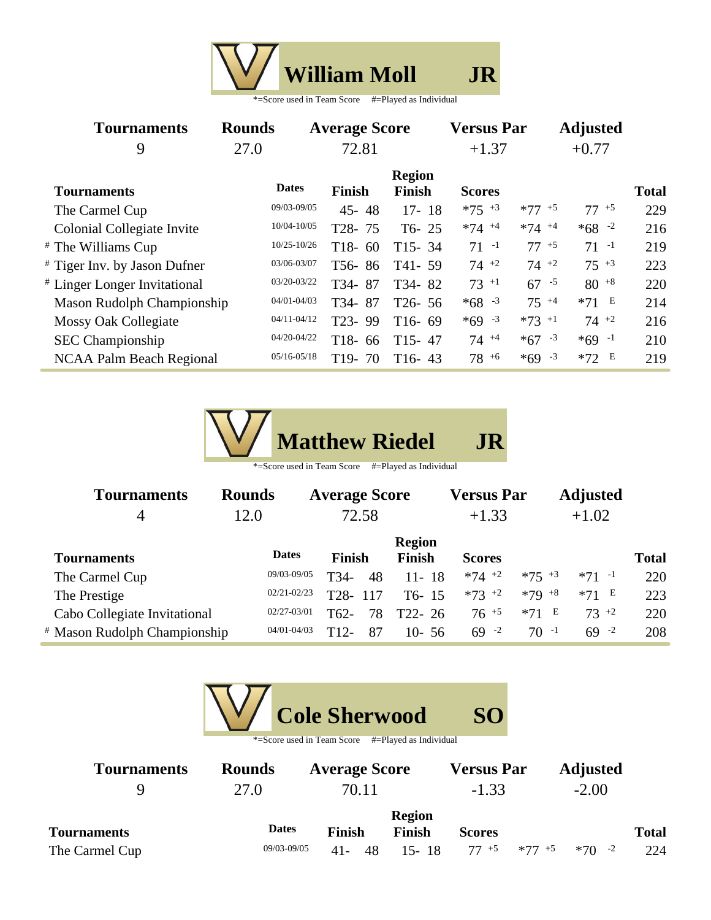## William Moll JR

*=Score used in Team Score #=Played as Individual

| Tournaments | Rounds | Average Score | Versus Par | Adjusted |
|---|---|---|---|---|
| 9 | 27.0 | 72.81 | +1.37 | +0.77 |

| Tournaments | Dates | Finish | Region Finish | Scores | | | Total |
|---|---|---|---|---|---|---|---|
| The Carmel Cup | 09/03-09/05 | 45- 48 | 17- 18 | *75 +3 | *77 +5 | 77 +5 | 229 |
| Colonial Collegiate Invite | 10/04-10/05 | T28- 75 | T6- 25 | *74 +4 | *74 +4 | *68 -2 | 216 |
| # The Williams Cup | 10/25-10/26 | T18- 60 | T15- 34 | 71 -1 | 77 +5 | 71 -1 | 219 |
| # Tiger Inv. by Jason Dufner | 03/06-03/07 | T56- 86 | T41- 59 | 74 +2 | 74 +2 | 75 +3 | 223 |
| # Linger Longer Invitational | 03/20-03/22 | T34- 87 | T34- 82 | 73 +1 | 67 -5 | 80 +8 | 220 |
| Mason Rudolph Championship | 04/01-04/03 | T34- 87 | T26- 56 | *68 -3 | 75 +4 | *71 E | 214 |
| Mossy Oak Collegiate | 04/11-04/12 | T23- 99 | T16- 69 | *69 -3 | *73 +1 | 74 +2 | 216 |
| SEC Championship | 04/20-04/22 | T18- 66 | T15- 47 | 74 +4 | *67 -3 | *69 -1 | 210 |
| NCAA Palm Beach Regional | 05/16-05/18 | T19- 70 | T16- 43 | 78 +6 | *69 -3 | *72 E | 219 |

## Matthew Riedel JR

*=Score used in Team Score #=Played as Individual

| Tournaments | Rounds | Average Score | Versus Par | Adjusted |
|---|---|---|---|---|
| 4 | 12.0 | 72.58 | +1.33 | +1.02 |

| Tournaments | Dates | Finish | Region Finish | Scores | | | Total |
|---|---|---|---|---|---|---|---|
| The Carmel Cup | 09/03-09/05 | T34- 48 | 11- 18 | *74 +2 | *75 +3 | *71 -1 | 220 |
| The Prestige | 02/21-02/23 | T28- 117 | T6- 15 | *73 +2 | *79 +8 | *71 E | 223 |
| Cabo Collegiate Invitational | 02/27-03/01 | T62- 78 | T22- 26 | 76 +5 | *71 E | 73 +2 | 220 |
| # Mason Rudolph Championship | 04/01-04/03 | T12- 87 | 10- 56 | 69 -2 | 70 -1 | 69 -2 | 208 |

## Cole Sherwood SO

*=Score used in Team Score #=Played as Individual

| Tournaments | Rounds | Average Score | Versus Par | Adjusted |
|---|---|---|---|---|
| 9 | 27.0 | 70.11 | -1.33 | -2.00 |

| Tournaments | Dates | Finish | Region Finish | Scores | | | Total |
|---|---|---|---|---|---|---|---|
| The Carmel Cup | 09/03-09/05 | 41- 48 | 15- 18 | 77 +5 | *77 +5 | *70 -2 | 224 |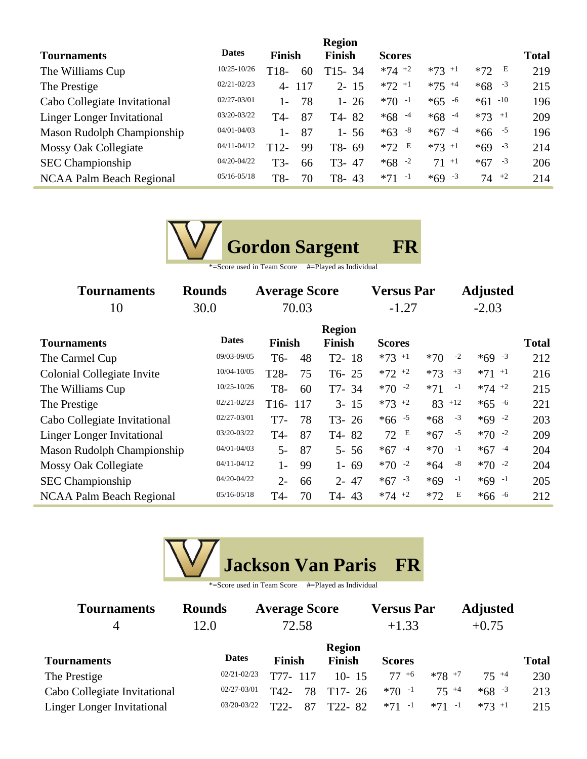| Tournaments | Dates | Finish | Region Finish | Scores | | | Total |
|---|---|---|---|---|---|---|---|
| The Williams Cup | 10/25-10/26 | T18- 60 | T15- 34 | *74 +2 | *73 +1 | *72 E | 219 |
| The Prestige | 02/21-02/23 | 4- 117 | 2- 15 | *72 +1 | *75 +4 | *68 -3 | 215 |
| Cabo Collegiate Invitational | 02/27-03/01 | 1- 78 | 1- 26 | *70 -1 | *65 -6 | *61 -10 | 196 |
| Linger Longer Invitational | 03/20-03/22 | T4- 87 | T4- 82 | *68 -4 | *68 -4 | *73 +1 | 209 |
| Mason Rudolph Championship | 04/01-04/03 | 1- 87 | 1- 56 | *63 -8 | *67 -4 | *66 -5 | 196 |
| Mossy Oak Collegiate | 04/11-04/12 | T12- 99 | T8- 69 | *72 E | *73 +1 | *69 -3 | 214 |
| SEC Championship | 04/20-04/22 | T3- 66 | T3- 47 | *68 -2 | 71 +1 | *67 -3 | 206 |
| NCAA Palm Beach Regional | 05/16-05/18 | T8- 70 | T8- 43 | *71 -1 | *69 -3 | 74 +2 | 214 |

## Gordon Sargent FR

*=Score used in Team Score #=Played as Individual

| Tournaments | Rounds | Average Score | Versus Par | Adjusted |
|---|---|---|---|---|
| 10 | 30.0 | 70.03 | -1.27 | -2.03 |

| Tournaments | Dates | Finish | Region Finish | Scores | | | Total |
|---|---|---|---|---|---|---|---|
| The Carmel Cup | 09/03-09/05 | T6- 48 | T2- 18 | *73 +1 | *70 -2 | *69 -3 | 212 |
| Colonial Collegiate Invite | 10/04-10/05 | T28- 75 | T6- 25 | *72 +2 | *73 +3 | *71 +1 | 216 |
| The Williams Cup | 10/25-10/26 | T8- 60 | T7- 34 | *70 -2 | *71 -1 | *74 +2 | 215 |
| The Prestige | 02/21-02/23 | T16- 117 | 3- 15 | *73 +2 | 83 +12 | *65 -6 | 221 |
| Cabo Collegiate Invitational | 02/27-03/01 | T7- 78 | T3- 26 | *66 -5 | *68 -3 | *69 -2 | 203 |
| Linger Longer Invitational | 03/20-03/22 | T4- 87 | T4- 82 | 72 E | *67 -5 | *70 -2 | 209 |
| Mason Rudolph Championship | 04/01-04/03 | 5- 87 | 5- 56 | *67 -4 | *70 -1 | *67 -4 | 204 |
| Mossy Oak Collegiate | 04/11-04/12 | 1- 99 | 1- 69 | *70 -2 | *64 -8 | *70 -2 | 204 |
| SEC Championship | 04/20-04/22 | 2- 66 | 2- 47 | *67 -3 | *69 -1 | *69 -1 | 205 |
| NCAA Palm Beach Regional | 05/16-05/18 | T4- 70 | T4- 43 | *74 +2 | *72 E | *66 -6 | 212 |

## Jackson Van Paris FR

*=Score used in Team Score #=Played as Individual

| Tournaments | Rounds | Average Score | Versus Par | Adjusted |
|---|---|---|---|---|
| 4 | 12.0 | 72.58 | +1.33 | +0.75 |

| Tournaments | Dates | Finish | Region Finish | Scores | | | Total |
|---|---|---|---|---|---|---|---|
| The Prestige | 02/21-02/23 | T77- 117 | 10- 15 | 77 +6 | *78 +7 | 75 +4 | 230 |
| Cabo Collegiate Invitational | 02/27-03/01 | T42- 78 | T17- 26 | *70 -1 | 75 +4 | *68 -3 | 213 |
| Linger Longer Invitational | 03/20-03/22 | T22- 87 | T22- 82 | *71 -1 | *71 -1 | *73 +1 | 215 |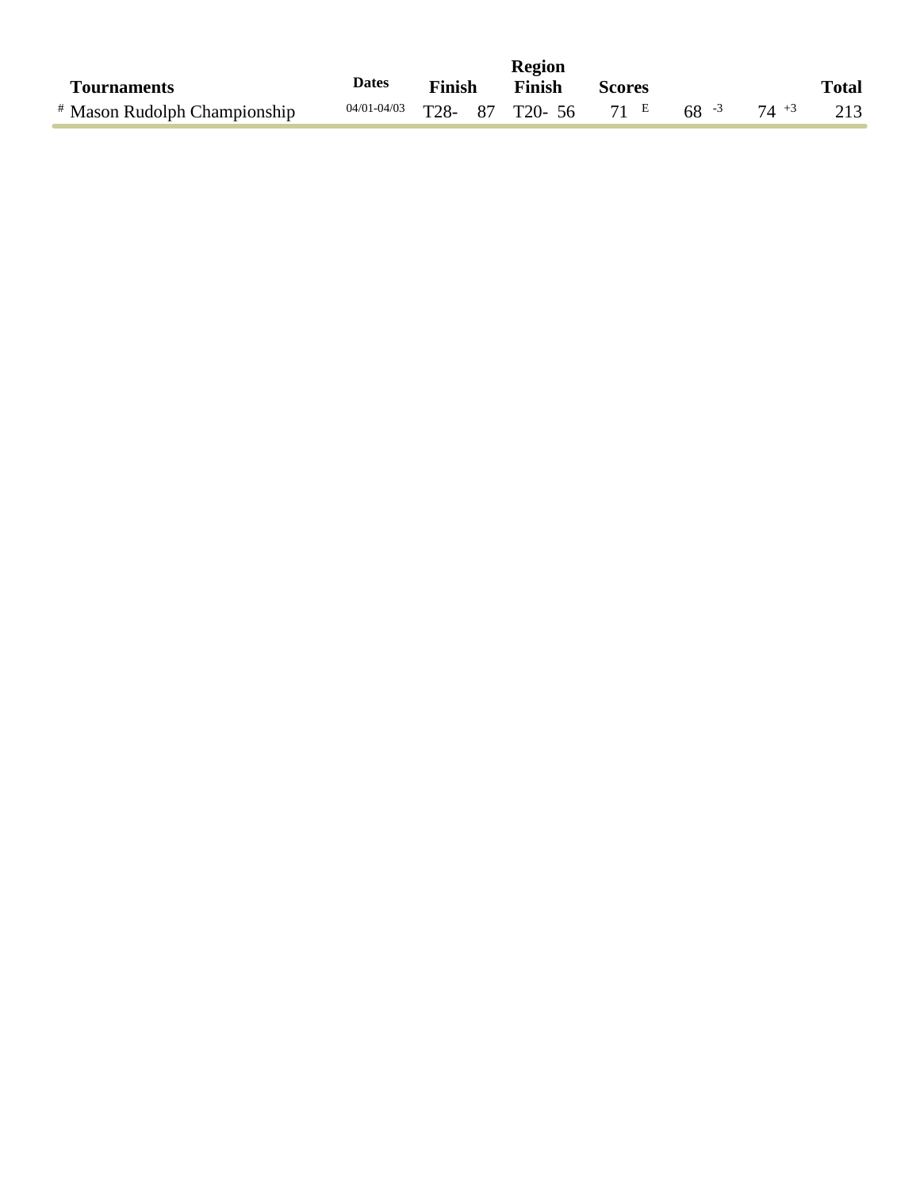| Tournaments | Dates | Finish | Region Finish | Scores | | | Total |
|---|---|---|---|---|---|---|---|
| # Mason Rudolph Championship | 04/01-04/03 | T28- 87 | T20- 56 | 71 E | 68 -3 | 74 +3 | 213 |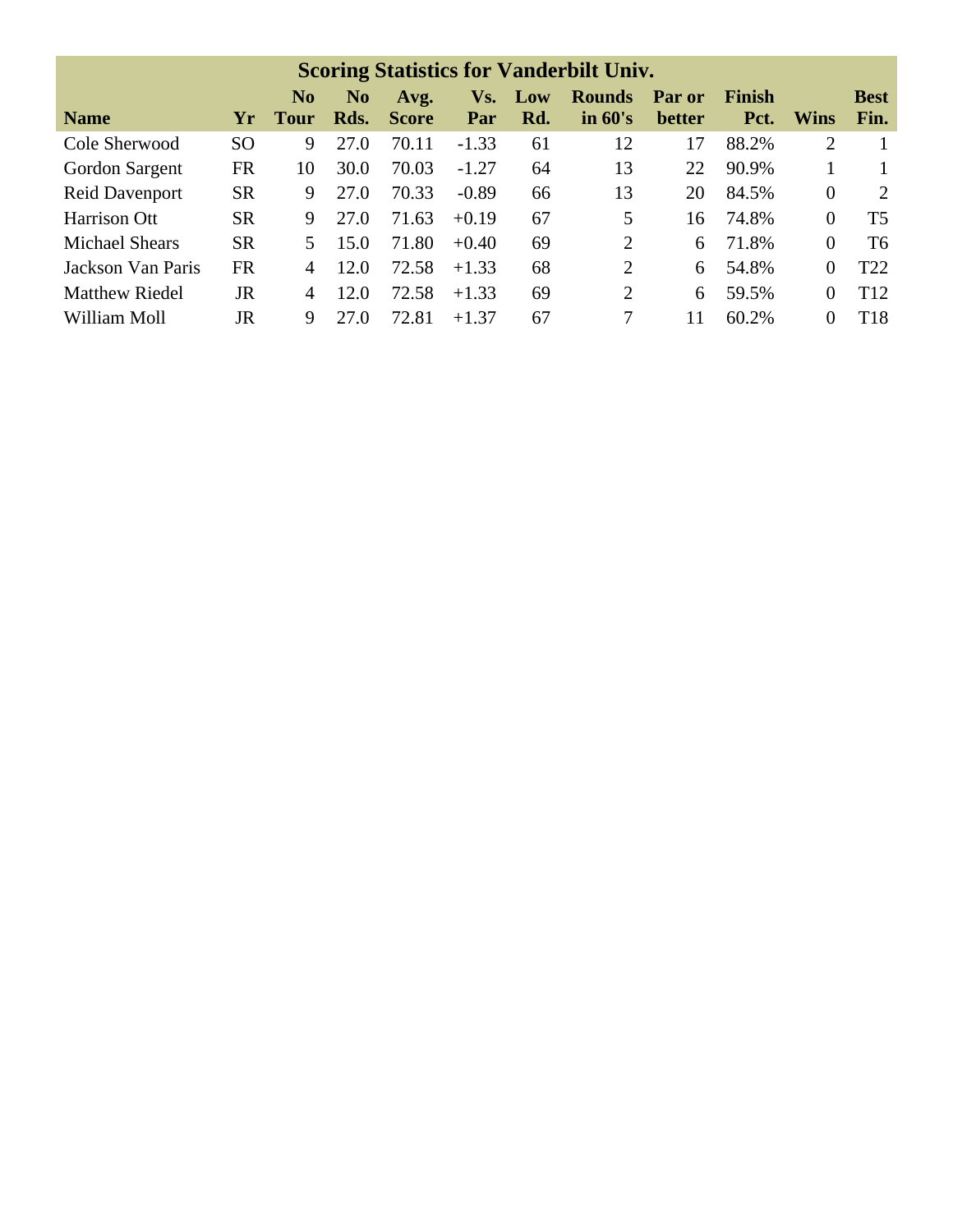# Scoring Statistics for Vanderbilt Univ.

| Name | Yr | No Tour | No Rds. | Avg. Score | Vs. Par | Low Rd. | Rounds in 60's | Par or better | Finish Pct. | Wins | Best Fin. |
|---|---|---|---|---|---|---|---|---|---|---|---|
| Cole Sherwood | SO | 9 | 27.0 | 70.11 | -1.33 | 61 | 12 | 17 | 88.2% | 2 | 1 |
| Gordon Sargent | FR | 10 | 30.0 | 70.03 | -1.27 | 64 | 13 | 22 | 90.9% | 1 | 1 |
| Reid Davenport | SR | 9 | 27.0 | 70.33 | -0.89 | 66 | 13 | 20 | 84.5% | 0 | 2 |
| Harrison Ott | SR | 9 | 27.0 | 71.63 | +0.19 | 67 | 5 | 16 | 74.8% | 0 | T5 |
| Michael Shears | SR | 5 | 15.0 | 71.80 | +0.40 | 69 | 2 | 6 | 71.8% | 0 | T6 |
| Jackson Van Paris | FR | 4 | 12.0 | 72.58 | +1.33 | 68 | 2 | 6 | 54.8% | 0 | T22 |
| Matthew Riedel | JR | 4 | 12.0 | 72.58 | +1.33 | 69 | 2 | 6 | 59.5% | 0 | T12 |
| William Moll | JR | 9 | 27.0 | 72.81 | +1.37 | 67 | 7 | 11 | 60.2% | 0 | T18 |